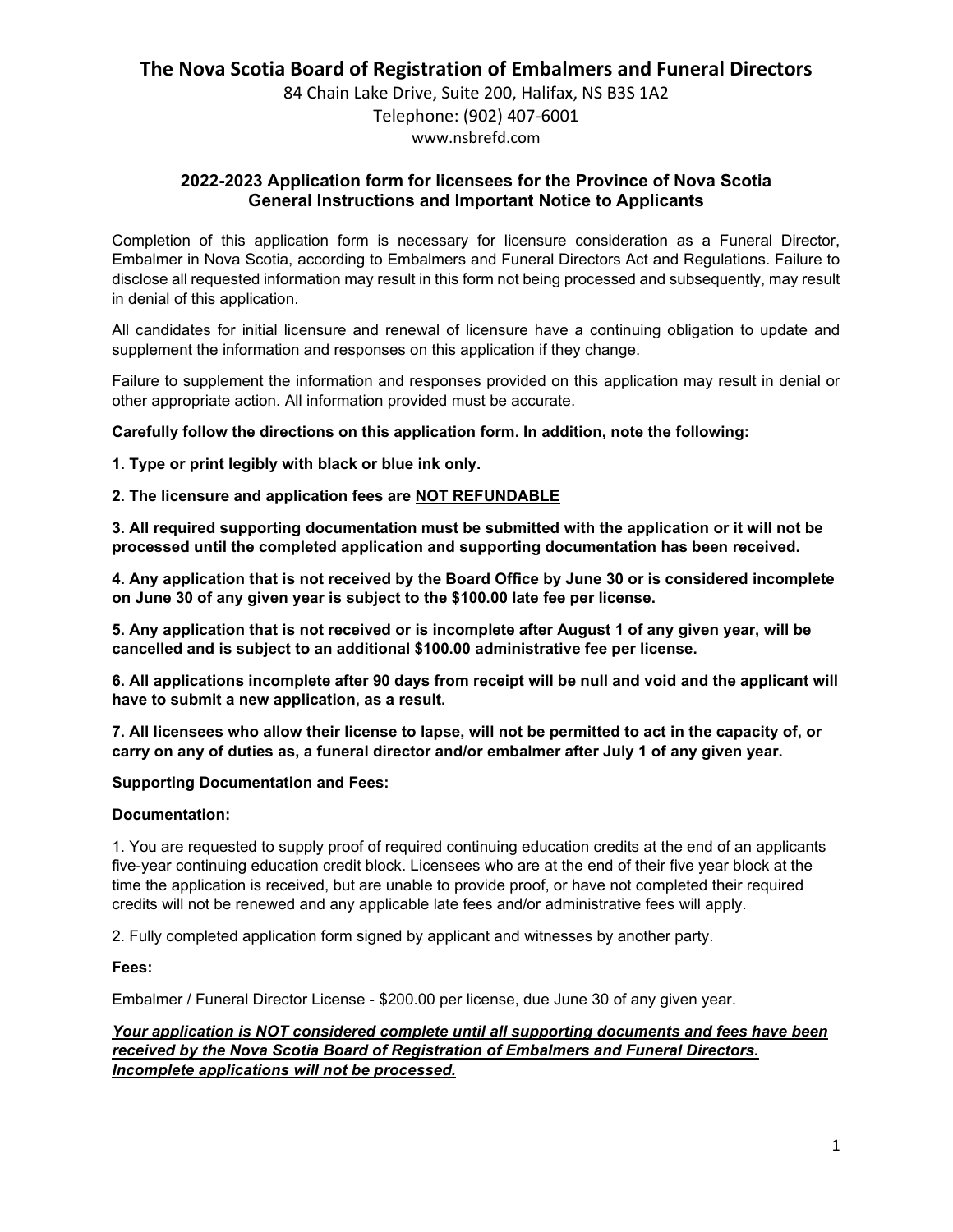# The Nova Scotia Board of Registration of Embalmers and Funeral Directors

84 Chain Lake Drive, Suite 200, Halifax, NS B3S 1A2

Telephone: (902) 407-6001

www.nsbrefd.com

## 2022-2023 Application form for licensees for the Province of Nova Scotia
## General Instructions and Important Notice to Applicants

Completion of this application form is necessary for licensure consideration as a Funeral Director, Embalmer in Nova Scotia, according to Embalmers and Funeral Directors Act and Regulations. Failure to disclose all requested information may result in this form not being processed and subsequently, may result in denial of this application.

All candidates for initial licensure and renewal of licensure have a continuing obligation to update and supplement the information and responses on this application if they change.

Failure to supplement the information and responses provided on this application may result in denial or other appropriate action. All information provided must be accurate.

**Carefully follow the directions on this application form. In addition, note the following:**

**1. Type or print legibly with black or blue ink only.**

**2. The licensure and application fees are <u>NOT REFUNDABLE</u>**

**3. All required supporting documentation must be submitted with the application or it will not be processed until the completed application and supporting documentation has been received.**

**4. Any application that is not received by the Board Office by June 30 or is considered incomplete on June 30 of any given year is subject to the $100.00 late fee per license.**

**5. Any application that is not received or is incomplete after August 1 of any given year, will be cancelled and is subject to an additional $100.00 administrative fee per license.**

**6. All applications incomplete after 90 days from receipt will be null and void and the applicant will have to submit a new application, as a result.**

**7. All licensees who allow their license to lapse, will not be permitted to act in the capacity of, or carry on any of duties as, a funeral director and/or embalmer after July 1 of any given year.**

**Supporting Documentation and Fees:**

**Documentation:**

1. You are requested to supply proof of required continuing education credits at the end of an applicants five-year continuing education credit block. Licensees who are at the end of their five year block at the time the application is received, but are unable to provide proof, or have not completed their required credits will not be renewed and any applicable late fees and/or administrative fees will apply.

2. Fully completed application form signed by applicant and witnesses by another party.

**Fees:**

Embalmer / Funeral Director License - $200.00 per license, due June 30 of any given year.

***<u>Your application is NOT considered complete until all supporting documents and fees have been received by the Nova Scotia Board of Registration of Embalmers and Funeral Directors. Incomplete applications will not be processed.</u>***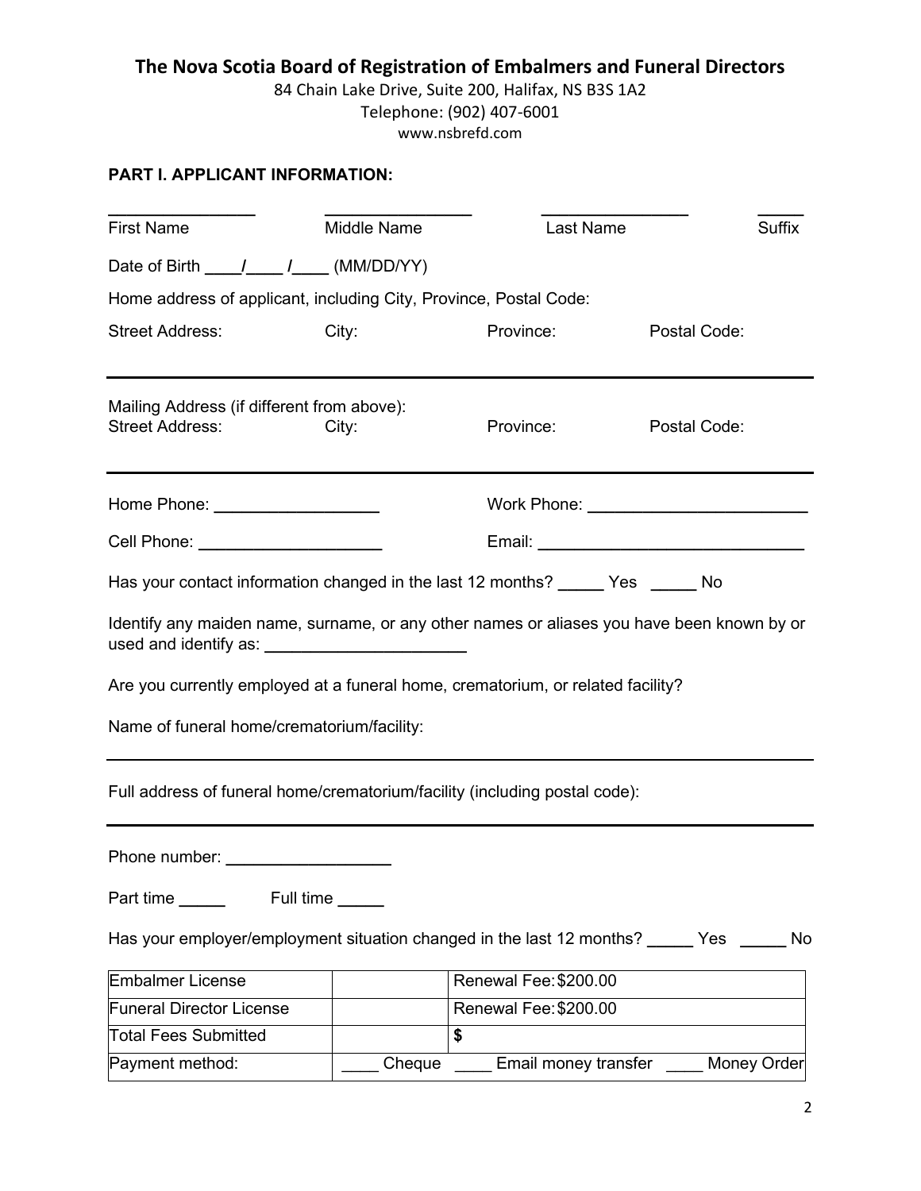## The Nova Scotia Board of Registration of Embalmers and Funeral Directors

84 Chain Lake Drive, Suite 200, Halifax, NS B3S 1A2
Telephone: (902) 407-6001
www.nsbrefd.com

### PART I. APPLICANT INFORMATION:

_______________ _______________ _______________ _____
First Name Middle Name Last Name Suffix

Date of Birth ____/____ /____ (MM/DD/YY)

Home address of applicant, including City, Province, Postal Code:

Street Address: City: Province: Postal Code:

---

Mailing Address (if different from above):
Street Address: City: Province: Postal Code:

---

Home Phone: _________________ Work Phone: _______________________

Cell Phone: ___________________ Email: ____________________________

Has your contact information changed in the last 12 months? _____ Yes _____ No

Identify any maiden name, surname, or any other names or aliases you have been known by or used and identify as: _____________________

Are you currently employed at a funeral home, crematorium, or related facility?

Name of funeral home/crematorium/facility:

---

Full address of funeral home/crematorium/facility (including postal code):

---

Phone number: _________________

Part time _____ Full time _____

Has your employer/employment situation changed in the last 12 months? _____ Yes _____ No

| | | |
|---|---|---|
| Embalmer License | | Renewal Fee: $200.00 |
| Funeral Director License | | Renewal Fee: $200.00 |
| Total Fees Submitted | | $ |
| Payment method: | ____ Cheque | ____ Email money transfer ____ Money Order |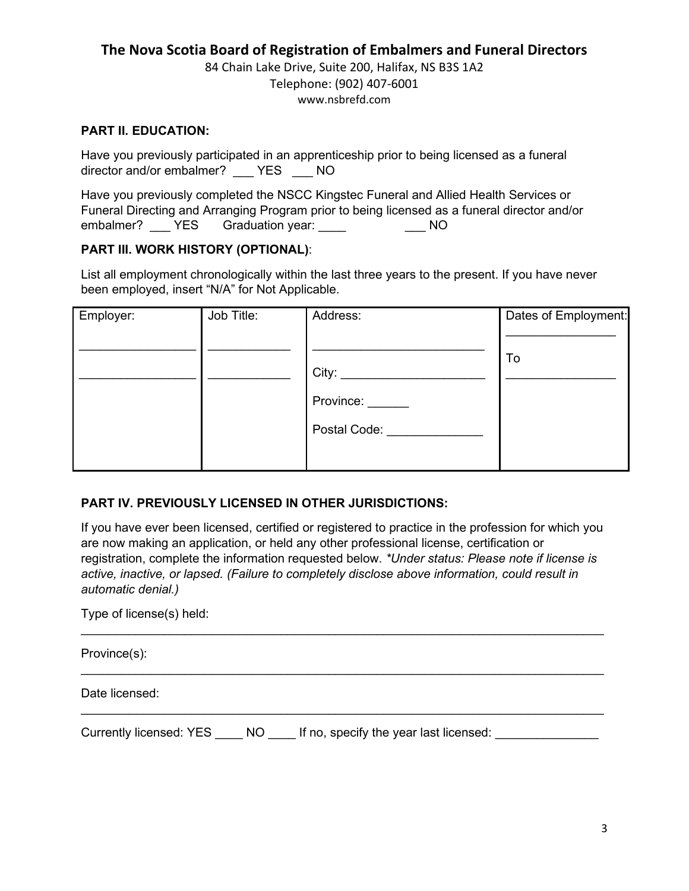**The Nova Scotia Board of Registration of Embalmers and Funeral Directors**

84 Chain Lake Drive, Suite 200, Halifax, NS B3S 1A2
Telephone: (902) 407-6001
www.nsbrefd.com

### PART II. EDUCATION:

Have you previously participated in an apprenticeship prior to being licensed as a funeral director and/or embalmer? ___ YES ___ NO

Have you previously completed the NSCC Kingstec Funeral and Allied Health Services or Funeral Directing and Arranging Program prior to being licensed as a funeral director and/or embalmer? ___ YES Graduation year: ____ ___ NO

### PART III. WORK HISTORY (OPTIONAL):

List all employment chronologically within the last three years to the present. If you have never been employed, insert "N/A" for Not Applicable.

| Employer: | Job Title: | Address: | Dates of Employment: |
|---|---|---|---|
| ________________ | ____________ | ________________________ | ________________ |
| ________________ | ____________ | City: ____________________ | To |
| | | Province: ______ | ________________ |
| | | Postal Code: ______________ | |

### PART IV. PREVIOUSLY LICENSED IN OTHER JURISDICTIONS:

If you have ever been licensed, certified or registered to practice in the profession for which you are now making an application, or held any other professional license, certification or registration, complete the information requested below. *\*Under status: Please note if license is active, inactive, or lapsed. (Failure to completely disclose above information, could result in automatic denial.)*

Type of license(s) held:
_____________________________________________________________________________

Province(s):
_____________________________________________________________________________

Date licensed:
_____________________________________________________________________________

Currently licensed: YES ____ NO ____ If no, specify the year last licensed: _______________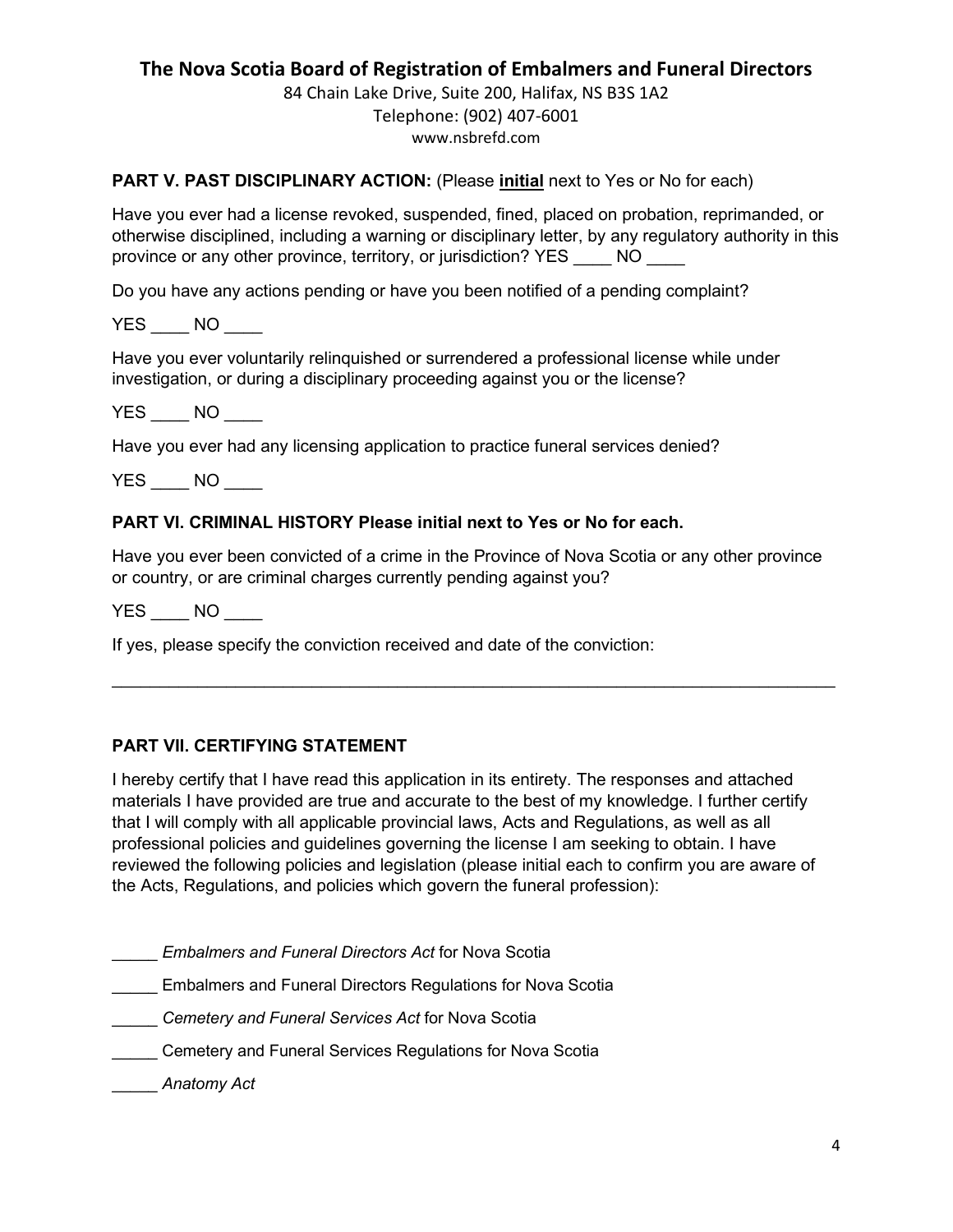**The Nova Scotia Board of Registration of Embalmers and Funeral Directors**

84 Chain Lake Drive, Suite 200, Halifax, NS B3S 1A2
Telephone: (902) 407-6001
www.nsbrefd.com

**PART V. PAST DISCIPLINARY ACTION:** (Please **initial** next to Yes or No for each)

Have you ever had a license revoked, suspended, fined, placed on probation, reprimanded, or otherwise disciplined, including a warning or disciplinary letter, by any regulatory authority in this province or any other province, territory, or jurisdiction? YES ____ NO ____

Do you have any actions pending or have you been notified of a pending complaint?

YES ____ NO ____

Have you ever voluntarily relinquished or surrendered a professional license while under investigation, or during a disciplinary proceeding against you or the license?

YES ____ NO ____

Have you ever had any licensing application to practice funeral services denied?

YES ____ NO ____

**PART VI. CRIMINAL HISTORY Please initial next to Yes or No for each.**

Have you ever been convicted of a crime in the Province of Nova Scotia or any other province or country, or are criminal charges currently pending against you?

YES ____ NO ____

If yes, please specify the conviction received and date of the conviction:

_______________________________________________________________________________

**PART VII. CERTIFYING STATEMENT**

I hereby certify that I have read this application in its entirety. The responses and attached materials I have provided are true and accurate to the best of my knowledge. I further certify that I will comply with all applicable provincial laws, Acts and Regulations, as well as all professional policies and guidelines governing the license I am seeking to obtain. I have reviewed the following policies and legislation (please initial each to confirm you are aware of the Acts, Regulations, and policies which govern the funeral profession):

_____ *Embalmers and Funeral Directors Act* for Nova Scotia

_____ Embalmers and Funeral Directors Regulations for Nova Scotia

_____ *Cemetery and Funeral Services Act* for Nova Scotia

_____ Cemetery and Funeral Services Regulations for Nova Scotia

_____ *Anatomy Act*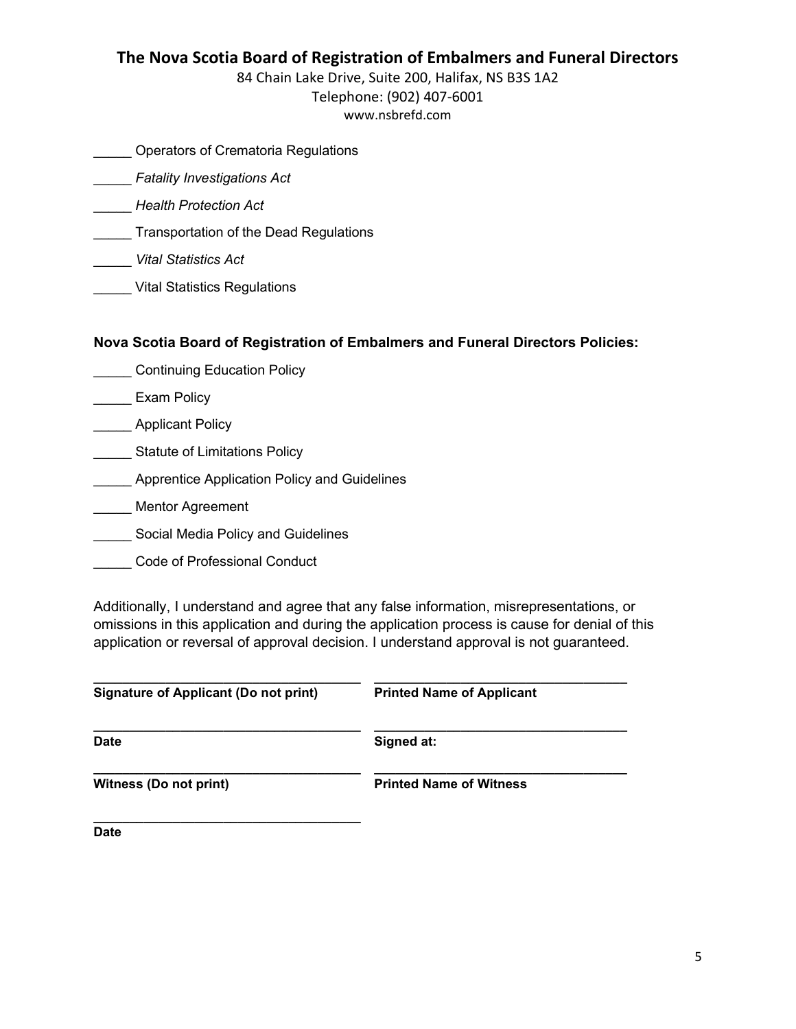## The Nova Scotia Board of Registration of Embalmers and Funeral Directors

84 Chain Lake Drive, Suite 200, Halifax, NS B3S 1A2
Telephone: (902) 407-6001
www.nsbrefd.com

_____ Operators of Crematoria Regulations

_____ *Fatality Investigations Act*

_____ *Health Protection Act*

_____ Transportation of the Dead Regulations

_____ *Vital Statistics Act*

_____ Vital Statistics Regulations

**Nova Scotia Board of Registration of Embalmers and Funeral Directors Policies:**

_____ Continuing Education Policy

_____ Exam Policy

_____ Applicant Policy

_____ Statute of Limitations Policy

_____ Apprentice Application Policy and Guidelines

_____ Mentor Agreement

_____ Social Media Policy and Guidelines

_____ Code of Professional Conduct

Additionally, I understand and agree that any false information, misrepresentations, or omissions in this application and during the application process is cause for denial of this application or reversal of approval decision. I understand approval is not guaranteed.

| | |
|---|---|
| ___________________________________ | ___________________________________ |
| **Signature of Applicant (Do not print)** | **Printed Name of Applicant** |
| ___________________________________ | ___________________________________ |
| **Date** | **Signed at:** |
| ___________________________________ | ___________________________________ |
| **Witness (Do not print)** | **Printed Name of Witness** |
| ___________________________________ | |
| **Date** | |